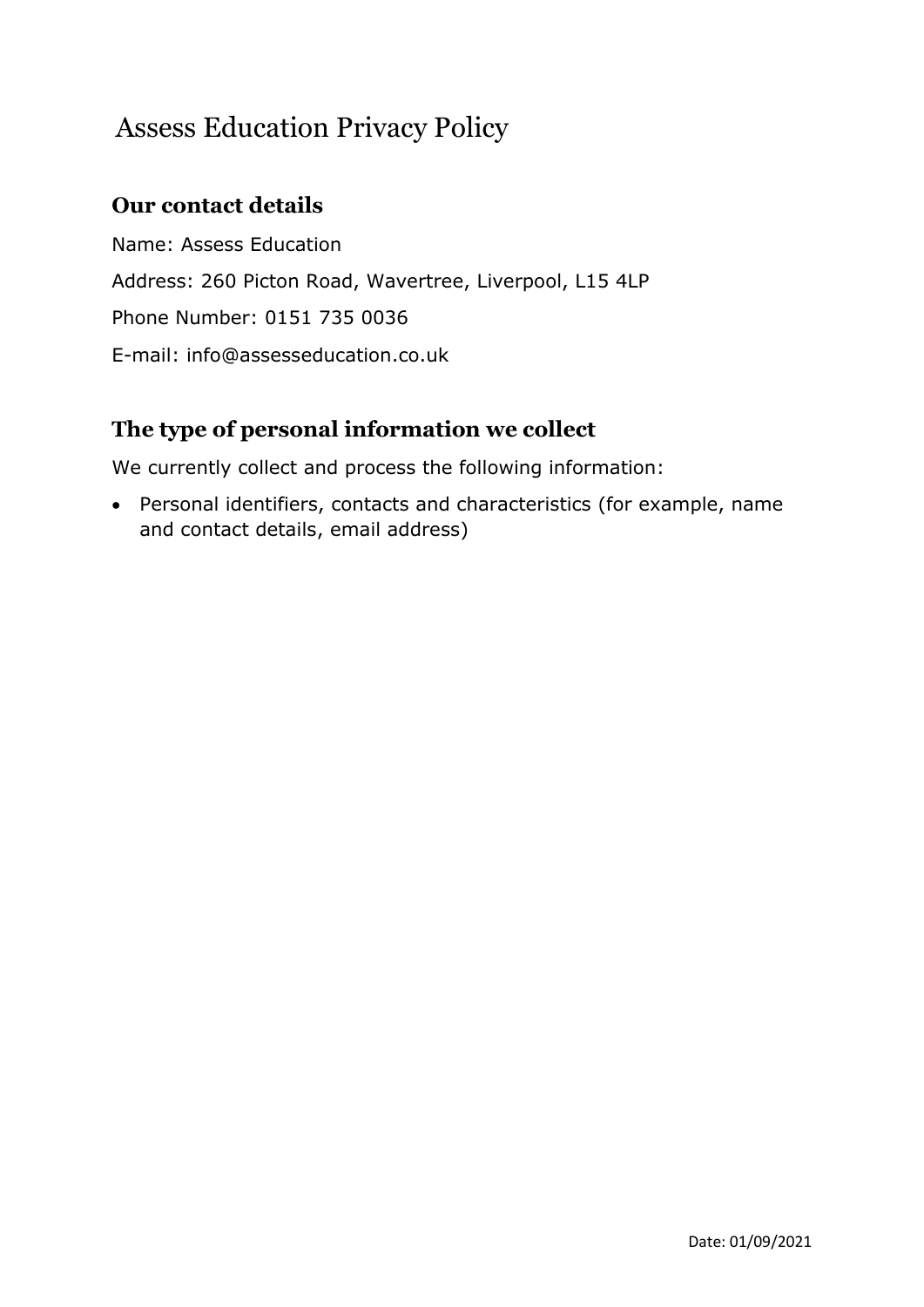# Assess Education Privacy Policy

## Our contact details

Name: Assess Education

Address: 260 Picton Road, Wavertree, Liverpool, L15 4LP

Phone Number: 0151 735 0036

E-mail: info@assesseducation.co.uk

## The type of personal information we collect

We currently collect and process the following information:

- Personal identifiers, contacts and characteristics (for example, name and contact details, email address)

Date: 01/09/2021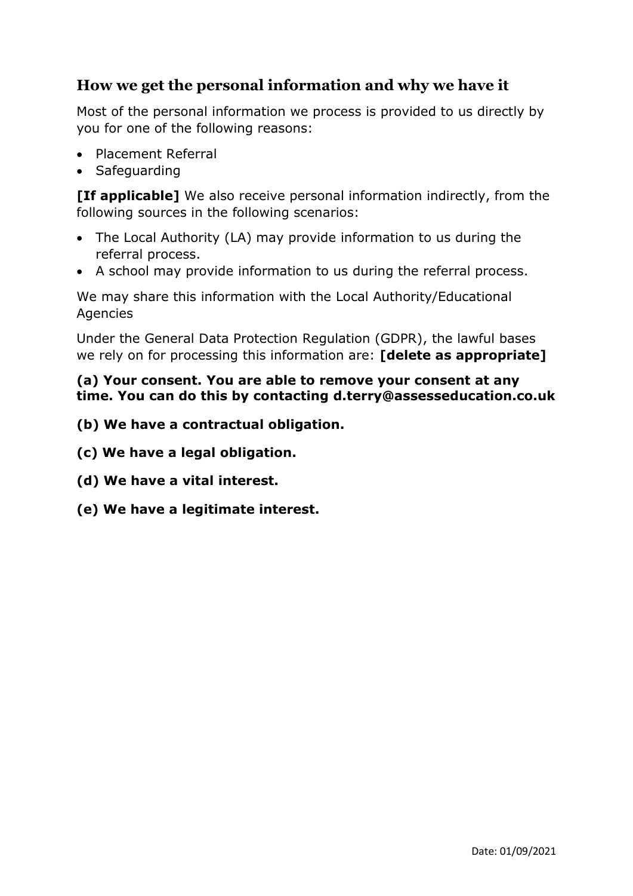## How we get the personal information and why we have it

Most of the personal information we process is provided to us directly by you for one of the following reasons:

- Placement Referral
- Safeguarding

**[If applicable]** We also receive personal information indirectly, from the following sources in the following scenarios:

- The Local Authority (LA) may provide information to us during the referral process.
- A school may provide information to us during the referral process.

We may share this information with the Local Authority/Educational Agencies

Under the General Data Protection Regulation (GDPR), the lawful bases we rely on for processing this information are: **[delete as appropriate]**

**(a) Your consent. You are able to remove your consent at any time. You can do this by contacting d.terry@assesseducation.co.uk**

**(b) We have a contractual obligation.**

**(c) We have a legal obligation.**

**(d) We have a vital interest.**

**(e) We have a legitimate interest.**

Date: 01/09/2021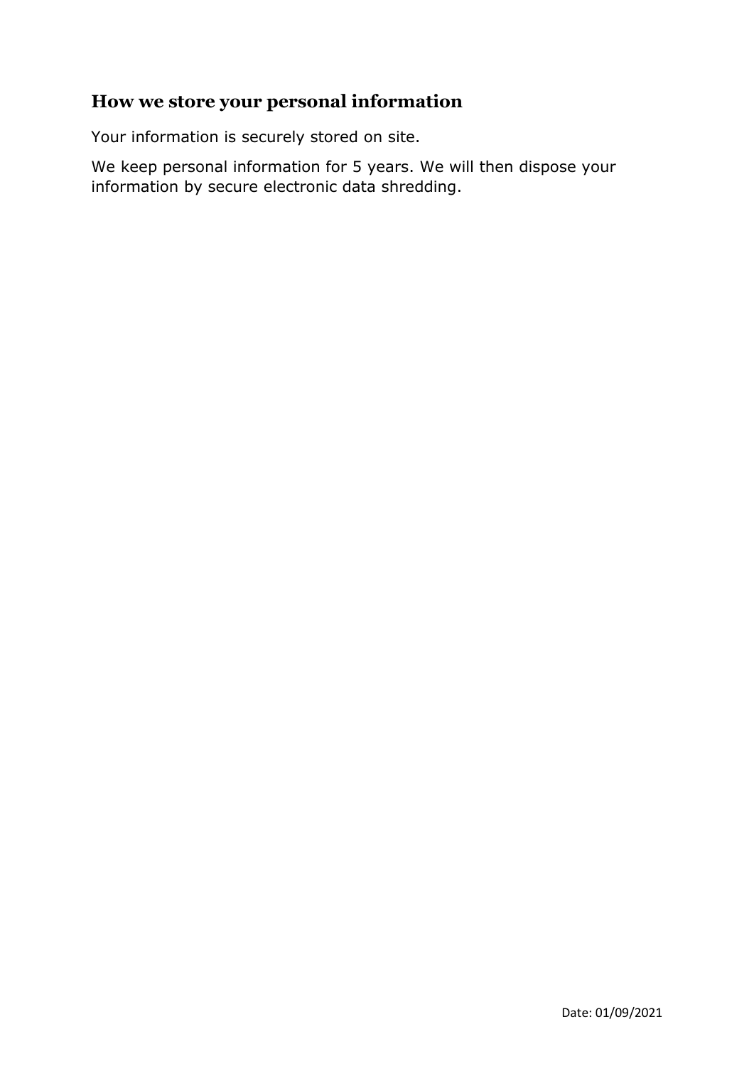## How we store your personal information

Your information is securely stored on site.

We keep personal information for 5 years. We will then dispose your information by secure electronic data shredding.

Date: 01/09/2021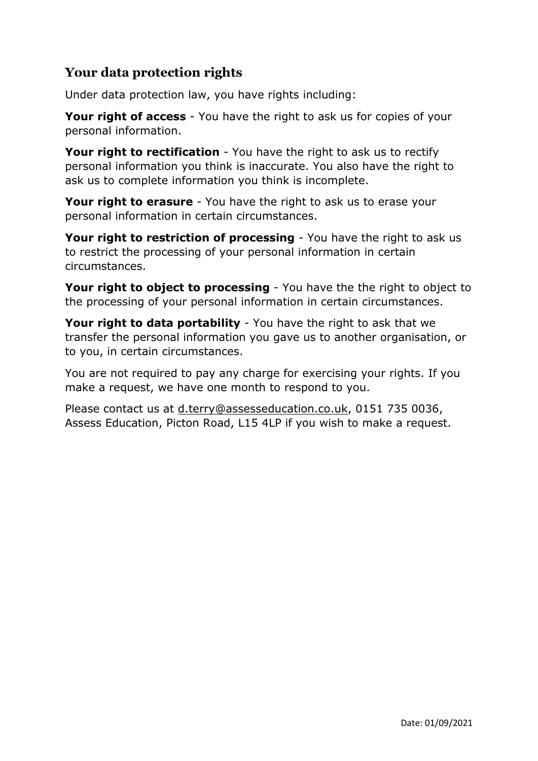## Your data protection rights

Under data protection law, you have rights including:

**Your right of access** - You have the right to ask us for copies of your personal information.

**Your right to rectification** - You have the right to ask us to rectify personal information you think is inaccurate. You also have the right to ask us to complete information you think is incomplete.

**Your right to erasure** - You have the right to ask us to erase your personal information in certain circumstances.

**Your right to restriction of processing** - You have the right to ask us to restrict the processing of your personal information in certain circumstances.

**Your right to object to processing** - You have the the right to object to the processing of your personal information in certain circumstances.

**Your right to data portability** - You have the right to ask that we transfer the personal information you gave us to another organisation, or to you, in certain circumstances.

You are not required to pay any charge for exercising your rights. If you make a request, we have one month to respond to you.

Please contact us at d.terry@assesseducation.co.uk, 0151 735 0036, Assess Education, Picton Road, L15 4LP if you wish to make a request.

Date: 01/09/2021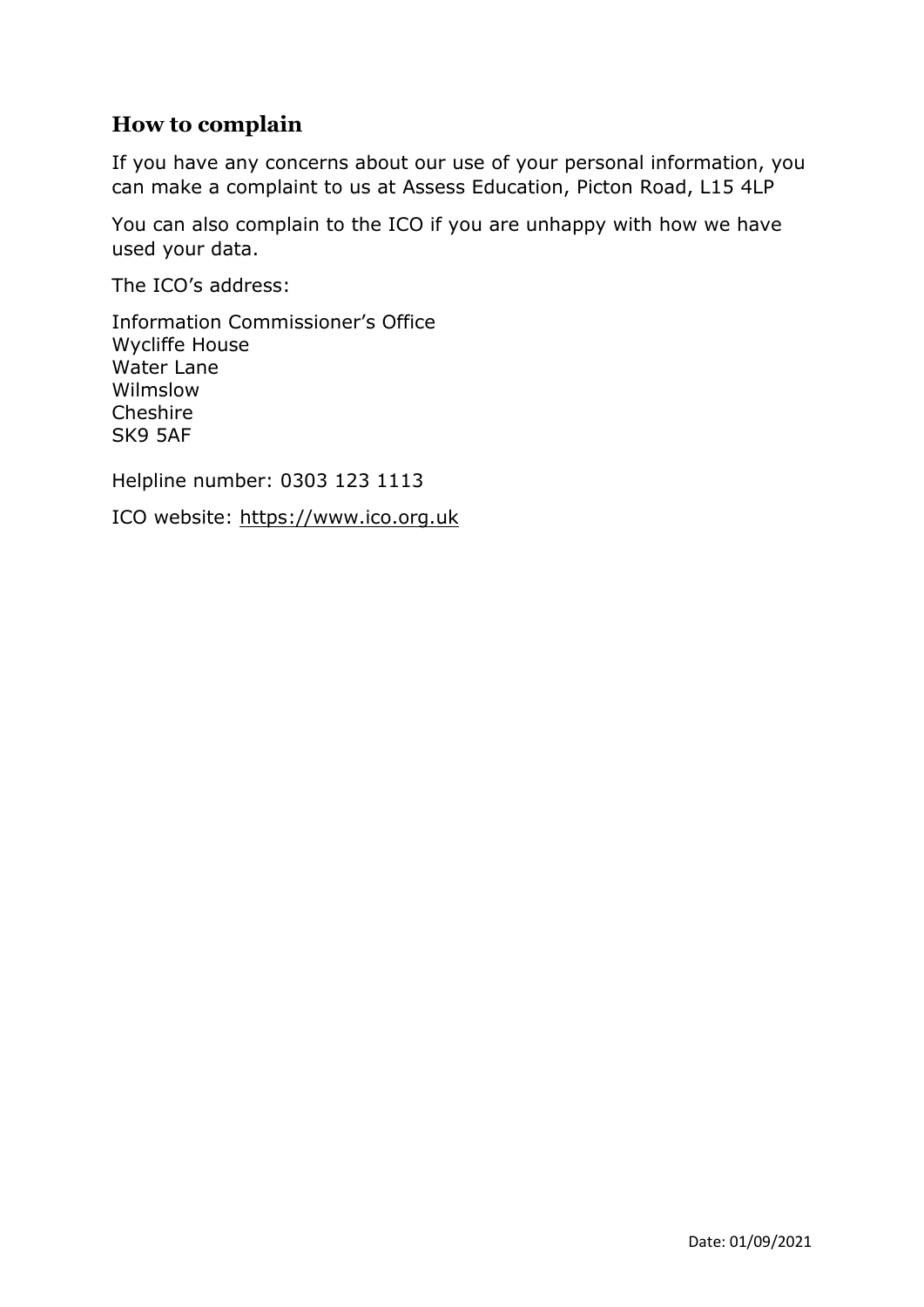## How to complain

If you have any concerns about our use of your personal information, you can make a complaint to us at Assess Education, Picton Road, L15 4LP

You can also complain to the ICO if you are unhappy with how we have used your data.

The ICO's address:

Information Commissioner's Office
Wycliffe House
Water Lane
Wilmslow
Cheshire
SK9 5AF

Helpline number: 0303 123 1113

ICO website: https://www.ico.org.uk

Date: 01/09/2021